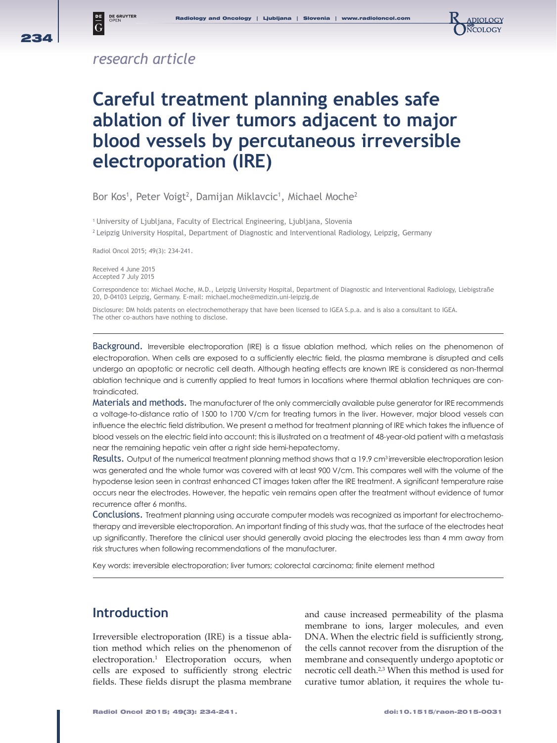*research article*

# Careful treatment planning enables safe ablation of liver tumors adjacent to major blood vessels by percutaneous irreversible electroporation (IRE)

Bor Kos[1], Peter Voigt[2], Damijan Miklavcic[1], Michael Moche[2]

[1] University of Ljubljana, Faculty of Electrical Engineering, Ljubljana, Slovenia

[2] Leipzig University Hospital, Department of Diagnostic and Interventional Radiology, Leipzig, Germany

Radiol Oncol 2015; 49(3): 234-241.

Received 4 June 2015
Accepted 7 July 2015

Correspondence to: Michael Moche, M.D., Leipzig University Hospital, Department of Diagnostic and Interventional Radiology, Liebigstraße 20, D-04103 Leipzig, Germany. E-mail: michael.moche@medizin.uni-leipzig.de

Disclosure: DM holds patents on electrochemotherapy that have been licensed to IGEA S.p.a. and is also a consultant to IGEA. The other co-authors have nothing to disclose.

---

**Background.** Irreversible electroporation (IRE) is a tissue ablation method, which relies on the phenomenon of electroporation. When cells are exposed to a sufficiently electric field, the plasma membrane is disrupted and cells undergo an apoptotic or necrotic cell death. Although heating effects are known IRE is considered as non-thermal ablation technique and is currently applied to treat tumors in locations where thermal ablation techniques are contraindicated.

**Materials and methods.** The manufacturer of the only commercially available pulse generator for IRE recommends a voltage-to-distance ratio of 1500 to 1700 V/cm for treating tumors in the liver. However, major blood vessels can influence the electric field distribution. We present a method for treatment planning of IRE which takes the influence of blood vessels on the electric field into account; this is illustrated on a treatment of 48-year-old patient with a metastasis near the remaining hepatic vein after a right side hemi-hepatectomy.

**Results.** Output of the numerical treatment planning method shows that a 19.9 $cm^3$ irreversible electroporation lesion was generated and the whole tumor was covered with at least 900 V/cm. This compares well with the volume of the hypodense lesion seen in contrast enhanced CT images taken after the IRE treatment. A significant temperature raise occurs near the electrodes. However, the hepatic vein remains open after the treatment without evidence of tumor recurrence after 6 months.

**Conclusions.** Treatment planning using accurate computer models was recognized as important for electrochemotherapy and irreversible electroporation. An important finding of this study was, that the surface of the electrodes heat up significantly. Therefore the clinical user should generally avoid placing the electrodes less than 4 mm away from risk structures when following recommendations of the manufacturer.

Key words: irreversible electroporation; liver tumors; colorectal carcinoma; finite element method

---

## Introduction

Irreversible electroporation (IRE) is a tissue ablation method which relies on the phenomenon of electroporation.[1] Electroporation occurs, when cells are exposed to sufficiently strong electric fields. These fields disrupt the plasma membrane and cause increased permeability of the plasma membrane to ions, larger molecules, and even DNA. When the electric field is sufficiently strong, the cells cannot recover from the disruption of the membrane and consequently undergo apoptotic or necrotic cell death.[2,3] When this method is used for curative tumor ablation, it requires the whole tu-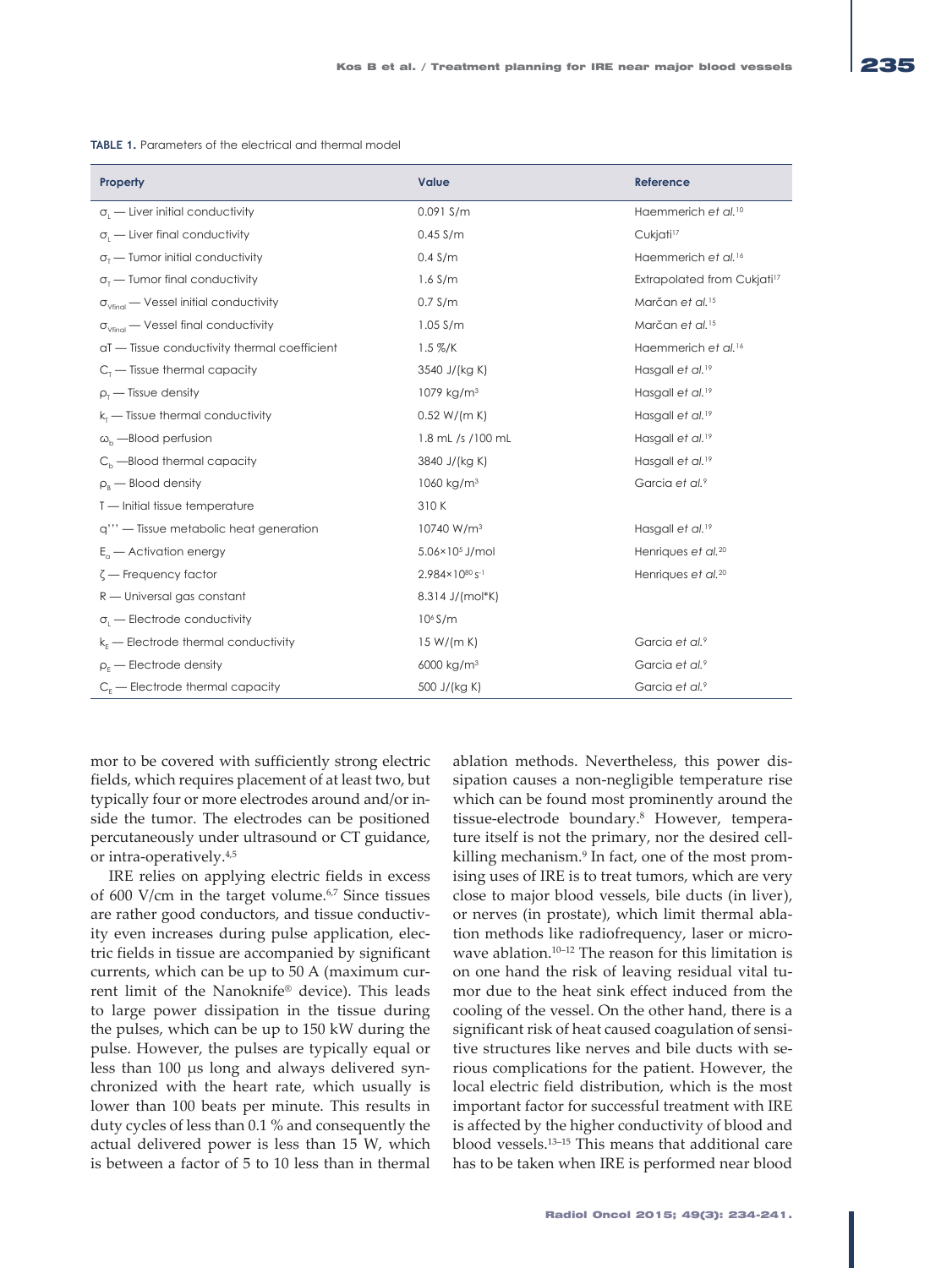**TABLE 1.** Parameters of the electrical and thermal model

| Property | Value | Reference |
|---|---|---|
| $\sigma_L$ — Liver initial conductivity | 0.091 S/m | Haemmerich *et al.*[10] |
| $\sigma_L$ — Liver final conductivity | 0.45 S/m | Cukjati[17] |
| $\sigma_T$ — Tumor initial conductivity | 0.4 S/m | Haemmerich *et al.*[16] |
| $\sigma_T$ — Tumor final conductivity | 1.6 S/m | Extrapolated from Cukjati[17] |
| $\sigma_{Vfinal}$ — Vessel initial conductivity | 0.7 S/m | Marčan *et al.*[15] |
| $\sigma_{Vfinal}$ — Vessel final conductivity | 1.05 S/m | Marčan *et al.*[15] |
| αT — Tissue conductivity thermal coefficient | 1.5 %/K | Haemmerich *et al.*[16] |
| $C_T$ — Tissue thermal capacity | 3540 J/(kg K) | Hasgall *et al.*[19] |
| $\rho_T$ — Tissue density | 1079 kg/m$^3$ | Hasgall *et al.*[19] |
| $k_T$ — Tissue thermal conductivity | 0.52 W/(m K) | Hasgall *et al.*[19] |
| $\omega_b$ —Blood perfusion | 1.8 mL /s /100 mL | Hasgall *et al.*[19] |
| $C_b$ —Blood thermal capacity | 3840 J/(kg K) | Hasgall *et al.*[19] |
| $\rho_B$ — Blood density | 1060 kg/m$^3$ | Garcia *et al.*[9] |
| T — Initial tissue temperature | 310 K | |
| q''' — Tissue metabolic heat generation | 10740 W/m$^3$ | Hasgall *et al.*[19] |
| $E_a$ — Activation energy | 5.06×10$^5$ J/mol | Henriques *et al.*[20] |
| ζ — Frequency factor | 2.984×10$^{80}$ s$^{-1}$ | Henriques *et al.*[20] |
| R — Universal gas constant | 8.314 J/(mol*K) | |
| $\sigma_L$ — Electrode conductivity | 10$^6$ S/m | |
| $k_E$ — Electrode thermal conductivity | 15 W/(m K) | Garcia *et al.*[9] |
| $\rho_E$ — Electrode density | 6000 kg/m$^3$ | Garcia *et al.*[9] |
| $C_E$ — Electrode thermal capacity | 500 J/(kg K) | Garcia *et al.*[9] |

mor to be covered with sufficiently strong electric fields, which requires placement of at least two, but typically four or more electrodes around and/or inside the tumor. The electrodes can be positioned percutaneously under ultrasound or CT guidance, or intra-operatively.[4,5]

IRE relies on applying electric fields in excess of 600 V/cm in the target volume.[6,7] Since tissues are rather good conductors, and tissue conductivity even increases during pulse application, electric fields in tissue are accompanied by significant currents, which can be up to 50 A (maximum current limit of the Nanoknife® device). This leads to large power dissipation in the tissue during the pulses, which can be up to 150 kW during the pulse. However, the pulses are typically equal or less than 100 μs long and always delivered synchronized with the heart rate, which usually is lower than 100 beats per minute. This results in duty cycles of less than 0.1 % and consequently the actual delivered power is less than 15 W, which is between a factor of 5 to 10 less than in thermal ablation methods. Nevertheless, this power dissipation causes a non-negligible temperature rise which can be found most prominently around the tissue-electrode boundary.[8] However, temperature itself is not the primary, nor the desired cell-killing mechanism.[9] In fact, one of the most promising uses of IRE is to treat tumors, which are very close to major blood vessels, bile ducts (in liver), or nerves (in prostate), which limit thermal ablation methods like radiofrequency, laser or microwave ablation.[10–12] The reason for this limitation is on one hand the risk of leaving residual vital tumor due to the heat sink effect induced from the cooling of the vessel. On the other hand, there is a significant risk of heat caused coagulation of sensitive structures like nerves and bile ducts with serious complications for the patient. However, the local electric field distribution, which is the most important factor for successful treatment with IRE is affected by the higher conductivity of blood and blood vessels.[13–15] This means that additional care has to be taken when IRE is performed near blood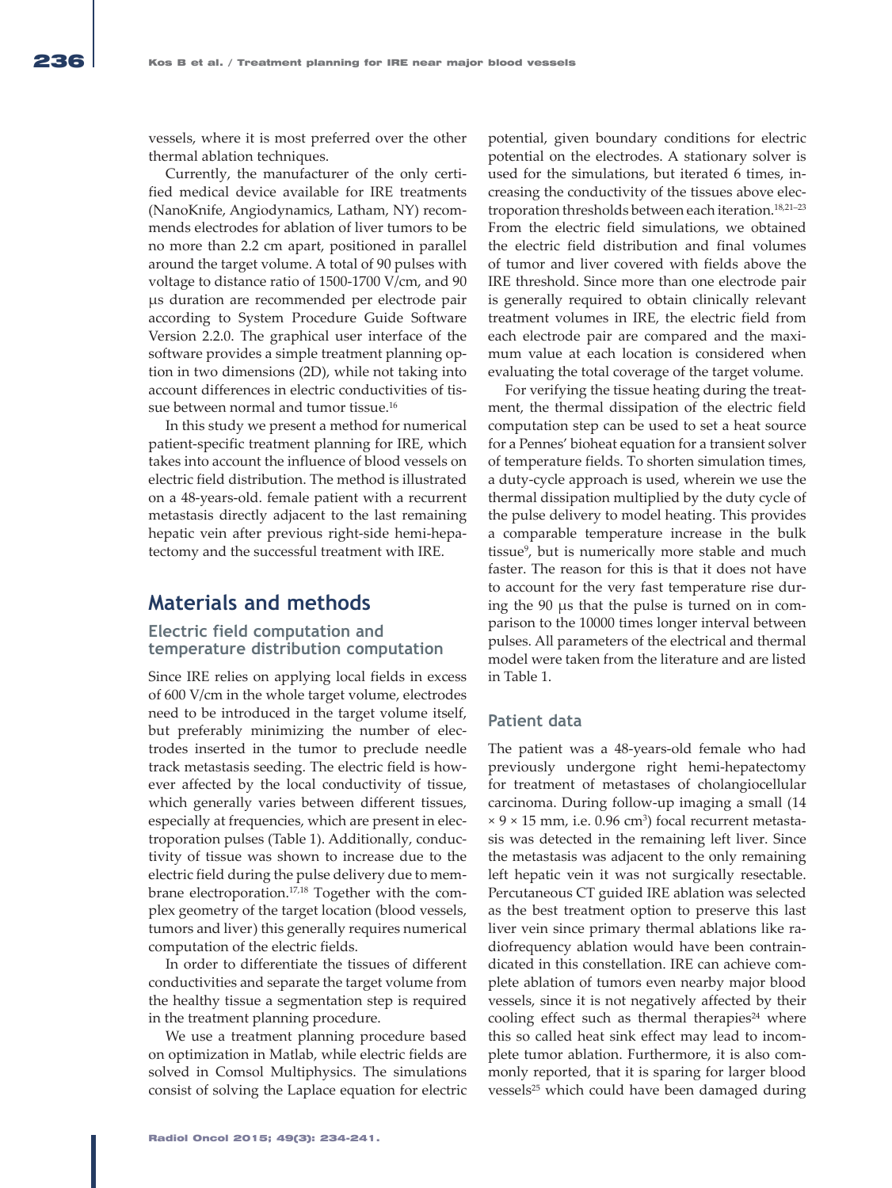vessels, where it is most preferred over the other thermal ablation techniques.

Currently, the manufacturer of the only certified medical device available for IRE treatments (NanoKnife, Angiodynamics, Latham, NY) recommends electrodes for ablation of liver tumors to be no more than 2.2 cm apart, positioned in parallel around the target volume. A total of 90 pulses with voltage to distance ratio of 1500-1700 V/cm, and 90 μs duration are recommended per electrode pair according to System Procedure Guide Software Version 2.2.0. The graphical user interface of the software provides a simple treatment planning option in two dimensions (2D), while not taking into account differences in electric conductivities of tissue between normal and tumor tissue.[16]

In this study we present a method for numerical patient-specific treatment planning for IRE, which takes into account the influence of blood vessels on electric field distribution. The method is illustrated on a 48-years-old. female patient with a recurrent metastasis directly adjacent to the last remaining hepatic vein after previous right-side hemi-hepatectomy and the successful treatment with IRE.

## Materials and methods

### Electric field computation and temperature distribution computation

Since IRE relies on applying local fields in excess of 600 V/cm in the whole target volume, electrodes need to be introduced in the target volume itself, but preferably minimizing the number of electrodes inserted in the tumor to preclude needle track metastasis seeding. The electric field is however affected by the local conductivity of tissue, which generally varies between different tissues, especially at frequencies, which are present in electroporation pulses (Table 1). Additionally, conductivity of tissue was shown to increase due to the electric field during the pulse delivery due to membrane electroporation.[17,18] Together with the complex geometry of the target location (blood vessels, tumors and liver) this generally requires numerical computation of the electric fields.

In order to differentiate the tissues of different conductivities and separate the target volume from the healthy tissue a segmentation step is required in the treatment planning procedure.

We use a treatment planning procedure based on optimization in Matlab, while electric fields are solved in Comsol Multiphysics. The simulations consist of solving the Laplace equation for electric potential, given boundary conditions for electric potential on the electrodes. A stationary solver is used for the simulations, but iterated 6 times, increasing the conductivity of the tissues above electroporation thresholds between each iteration.[18,21–23] From the electric field simulations, we obtained the electric field distribution and final volumes of tumor and liver covered with fields above the IRE threshold. Since more than one electrode pair is generally required to obtain clinically relevant treatment volumes in IRE, the electric field from each electrode pair are compared and the maximum value at each location is considered when evaluating the total coverage of the target volume.

For verifying the tissue heating during the treatment, the thermal dissipation of the electric field computation step can be used to set a heat source for a Pennes' bioheat equation for a transient solver of temperature fields. To shorten simulation times, a duty-cycle approach is used, wherein we use the thermal dissipation multiplied by the duty cycle of the pulse delivery to model heating. This provides a comparable temperature increase in the bulk tissue[9], but is numerically more stable and much faster. The reason for this is that it does not have to account for the very fast temperature rise during the 90 μs that the pulse is turned on in comparison to the 10000 times longer interval between pulses. All parameters of the electrical and thermal model were taken from the literature and are listed in Table 1.

### Patient data

The patient was a 48-years-old female who had previously undergone right hemi-hepatectomy for treatment of metastases of cholangiocellular carcinoma. During follow-up imaging a small (14 × 9 × 15 mm, i.e. 0.96 $cm^3$) focal recurrent metastasis was detected in the remaining left liver. Since the metastasis was adjacent to the only remaining left hepatic vein it was not surgically resectable. Percutaneous CT guided IRE ablation was selected as the best treatment option to preserve this last liver vein since primary thermal ablations like radiofrequency ablation would have been contraindicated in this constellation. IRE can achieve complete ablation of tumors even nearby major blood vessels, since it is not negatively affected by their cooling effect such as thermal therapies[24] where this so called heat sink effect may lead to incomplete tumor ablation. Furthermore, it is also commonly reported, that it is sparing for larger blood vessels[25] which could have been damaged during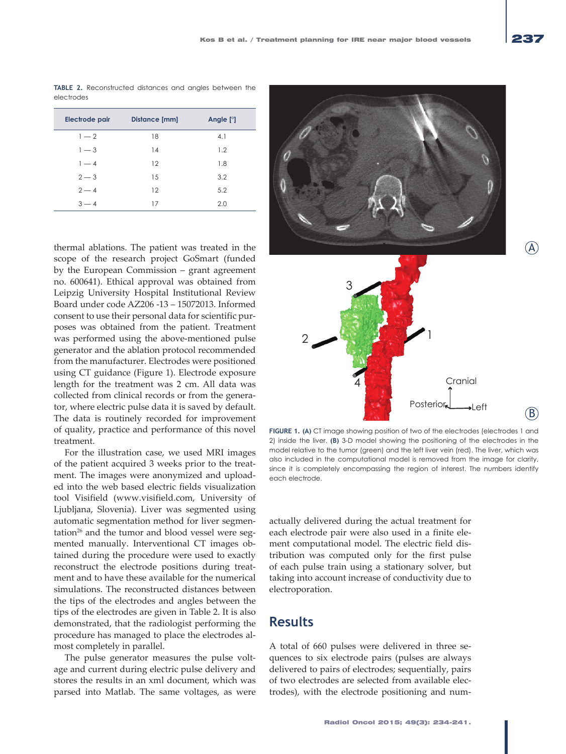**TABLE 2.** Reconstructed distances and angles between the electrodes

| Electrode pair | Distance [mm] | Angle [°] |
|---|---|---|
| 1 — 2 | 18 | 4.1 |
| 1 — 3 | 14 | 1.2 |
| 1 — 4 | 12 | 1.8 |
| 2 — 3 | 15 | 3.2 |
| 2 — 4 | 12 | 5.2 |
| 3 — 4 | 17 | 2.0 |

thermal ablations. The patient was treated in the scope of the research project GoSmart (funded by the European Commission – grant agreement no. 600641). Ethical approval was obtained from Leipzig University Hospital Institutional Review Board under code AZ206 -13 – 15072013. Informed consent to use their personal data for scientific purposes was obtained from the patient. Treatment was performed using the above-mentioned pulse generator and the ablation protocol recommended from the manufacturer. Electrodes were positioned using CT guidance (Figure 1). Electrode exposure length for the treatment was 2 cm. All data was collected from clinical records or from the generator, where electric pulse data it is saved by default. The data is routinely recorded for improvement of quality, practice and performance of this novel treatment.

For the illustration case, we used MRI images of the patient acquired 3 weeks prior to the treatment. The images were anonymized and uploaded into the web based electric fields visualization tool Visifield (www.visifield.com, University of Ljubljana, Slovenia). Liver was segmented using automatic segmentation method for liver segmentation[26] and the tumor and blood vessel were segmented manually. Interventional CT images obtained during the procedure were used to exactly reconstruct the electrode positions during treatment and to have these available for the numerical simulations. The reconstructed distances between the tips of the electrodes and angles between the tips of the electrodes are given in Table 2. It is also demonstrated, that the radiologist performing the procedure has managed to place the electrodes almost completely in parallel.

The pulse generator measures the pulse voltage and current during electric pulse delivery and stores the results in an xml document, which was parsed into Matlab. The same voltages, as were actually delivered during the actual treatment for each electrode pair were also used in a finite element computational model. The electric field distribution was computed only for the first pulse of each pulse train using a stationary solver, but taking into account increase of conductivity due to electroporation.

**FIGURE 1. (A)** CT image showing position of two of the electrodes (electrodes 1 and 2) inside the liver. **(B)** 3-D model showing the positioning of the electrodes in the model relative to the tumor (green) and the left liver vein (red). The liver, which was also included in the computational model is removed from the image for clarity, since it is completely encompassing the region of interest. The numbers identify each electrode.

## Results

A total of 660 pulses were delivered in three sequences to six electrode pairs (pulses are always delivered to pairs of electrodes; sequentially, pairs of two electrodes are selected from available electrodes), with the electrode positioning and num-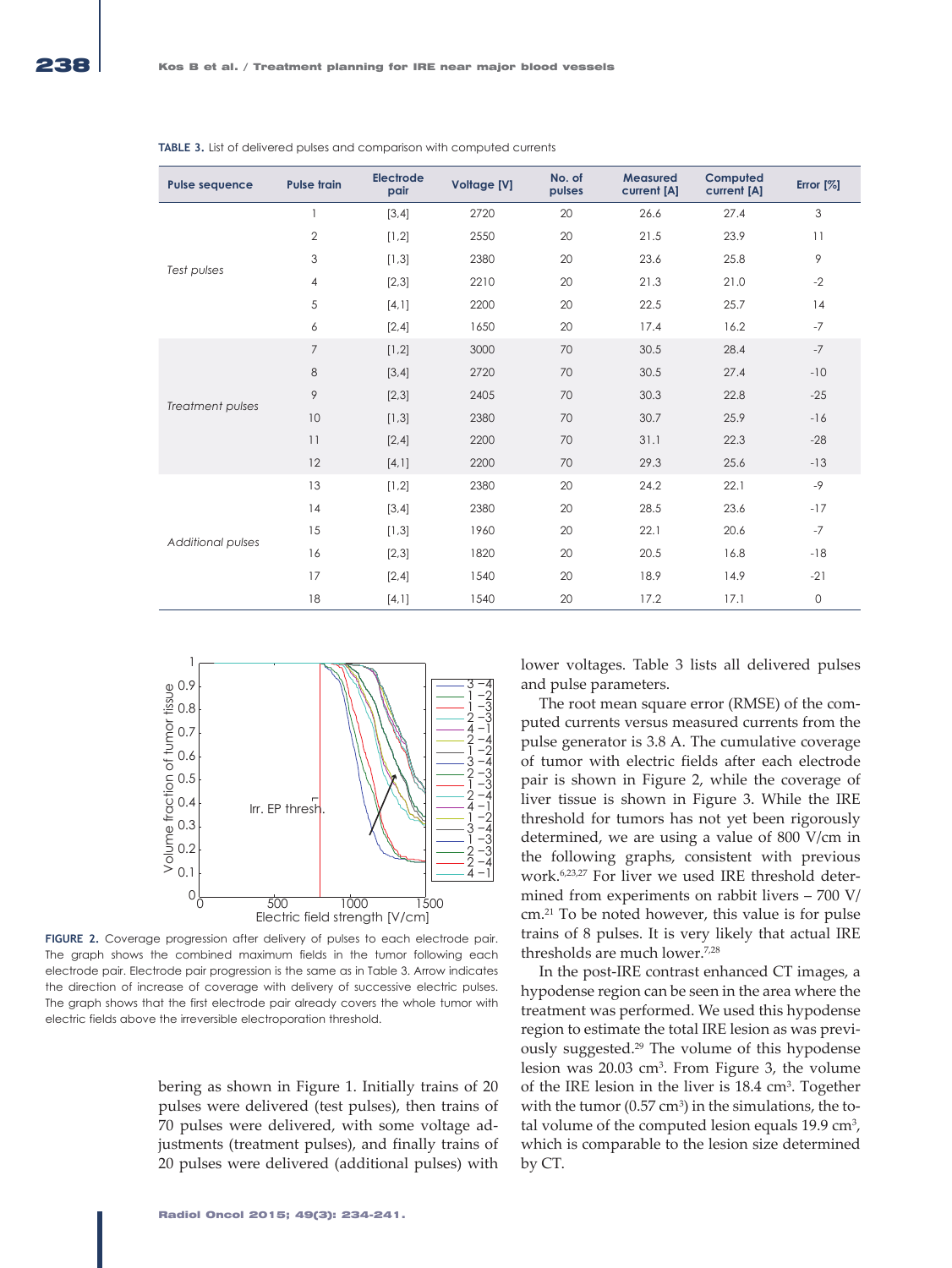**TABLE 3.** List of delivered pulses and comparison with computed currents

| Pulse sequence | Pulse train | Electrode pair | Voltage [V] | No. of pulses | Measured current [A] | Computed current [A] | Error [%] |
|---|---|---|---|---|---|---|---|
| Test pulses | 1 | [3,4] | 2720 | 20 | 26.6 | 27.4 | 3 |
| | 2 | [1,2] | 2550 | 20 | 21.5 | 23.9 | 11 |
| | 3 | [1,3] | 2380 | 20 | 23.6 | 25.8 | 9 |
| | 4 | [2,3] | 2210 | 20 | 21.3 | 21.0 | -2 |
| | 5 | [4,1] | 2200 | 20 | 22.5 | 25.7 | 14 |
| | 6 | [2,4] | 1650 | 20 | 17.4 | 16.2 | -7 |
| Treatment pulses | 7 | [1,2] | 3000 | 70 | 30.5 | 28.4 | -7 |
| | 8 | [3,4] | 2720 | 70 | 30.5 | 27.4 | -10 |
| | 9 | [2,3] | 2405 | 70 | 30.3 | 22.8 | -25 |
| | 10 | [1,3] | 2380 | 70 | 30.7 | 25.9 | -16 |
| | 11 | [2,4] | 2200 | 70 | 31.1 | 22.3 | -28 |
| | 12 | [4,1] | 2200 | 70 | 29.3 | 25.6 | -13 |
| Additional pulses | 13 | [1,2] | 2380 | 20 | 24.2 | 22.1 | -9 |
| | 14 | [3,4] | 2380 | 20 | 28.5 | 23.6 | -17 |
| | 15 | [1,3] | 1960 | 20 | 22.1 | 20.6 | -7 |
| | 16 | [2,3] | 1820 | 20 | 20.5 | 16.8 | -18 |
| | 17 | [2,4] | 1540 | 20 | 18.9 | 14.9 | -21 |
| | 18 | [4,1] | 1540 | 20 | 17.2 | 17.1 | 0 |

**FIGURE 2.** Coverage progression after delivery of pulses to each electrode pair. The graph shows the combined maximum fields in the tumor following each electrode pair. Electrode pair progression is the same as in Table 3. Arrow indicates the direction of increase of coverage with delivery of successive electric pulses. The graph shows that the first electrode pair already covers the whole tumor with electric fields above the irreversible electroporation threshold.

bering as shown in Figure 1. Initially trains of 20 pulses were delivered (test pulses), then trains of 70 pulses were delivered, with some voltage adjustments (treatment pulses), and finally trains of 20 pulses were delivered (additional pulses) with lower voltages. Table 3 lists all delivered pulses and pulse parameters.

The root mean square error (RMSE) of the computed currents versus measured currents from the pulse generator is 3.8 A. The cumulative coverage of tumor with electric fields after each electrode pair is shown in Figure 2, while the coverage of liver tissue is shown in Figure 3. While the IRE threshold for tumors has not yet been rigorously determined, we are using a value of 800 V/cm in the following graphs, consistent with previous work.[6,23,27] For liver we used IRE threshold determined from experiments on rabbit livers – 700 V/cm.[21] To be noted however, this value is for pulse trains of 8 pulses. It is very likely that actual IRE thresholds are much lower.[7,28]

In the post-IRE contrast enhanced CT images, a hypodense region can be seen in the area where the treatment was performed. We used this hypodense region to estimate the total IRE lesion as was previously suggested.[29] The volume of this hypodense lesion was 20.03 $cm^3$. From Figure 3, the volume of the IRE lesion in the liver is 18.4 $cm^3$. Together with the tumor (0.57 $cm^3$) in the simulations, the total volume of the computed lesion equals 19.9 $cm^3$, which is comparable to the lesion size determined by CT.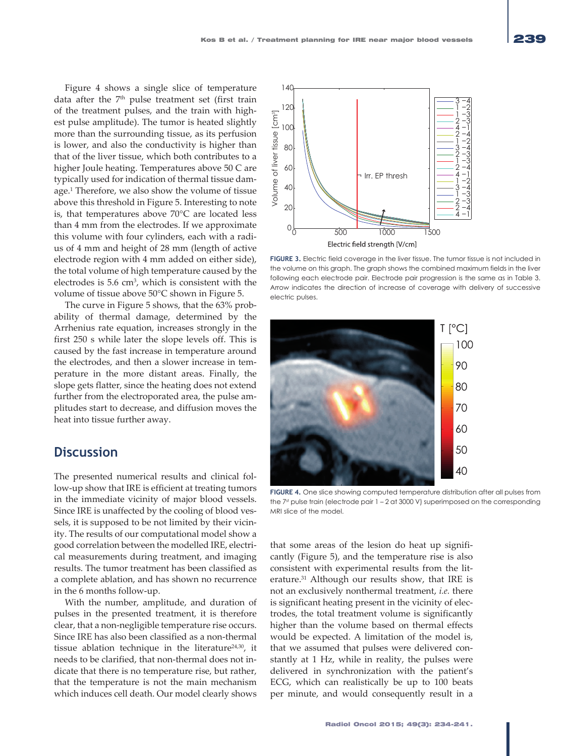Figure 4 shows a single slice of temperature data after the 7th pulse treatment set (first train of the treatment pulses, and the train with highest pulse amplitude). The tumor is heated slightly more than the surrounding tissue, as its perfusion is lower, and also the conductivity is higher than that of the liver tissue, which both contributes to a higher Joule heating. Temperatures above 50 C are typically used for indication of thermal tissue damage.[1] Therefore, we also show the volume of tissue above this threshold in Figure 5. Interesting to note is, that temperatures above 70°C are located less than 4 mm from the electrodes. If we approximate this volume with four cylinders, each with a radius of 4 mm and height of 28 mm (length of active electrode region with 4 mm added on either side), the total volume of high temperature caused by the electrodes is 5.6 cm$^3$, which is consistent with the volume of tissue above 50°C shown in Figure 5.

The curve in Figure 5 shows, that the 63% probability of thermal damage, determined by the Arrhenius rate equation, increases strongly in the first 250 s while later the slope levels off. This is caused by the fast increase in temperature around the electrodes, and then a slower increase in temperature in the more distant areas. Finally, the slope gets flatter, since the heating does not extend further from the electroporated area, the pulse amplitudes start to decrease, and diffusion moves the heat into tissue further away.

## Discussion

The presented numerical results and clinical follow-up show that IRE is efficient at treating tumors in the immediate vicinity of major blood vessels. Since IRE is unaffected by the cooling of blood vessels, it is supposed to be not limited by their vicinity. The results of our computational model show a good correlation between the modelled IRE, electrical measurements during treatment, and imaging results. The tumor treatment has been classified as a complete ablation, and has shown no recurrence in the 6 months follow-up.

With the number, amplitude, and duration of pulses in the presented treatment, it is therefore clear, that a non-negligible temperature rise occurs. Since IRE has also been classified as a non-thermal tissue ablation technique in the literature[24,30], it needs to be clarified, that non-thermal does not indicate that there is no temperature rise, but rather, that the temperature is not the main mechanism which induces cell death. Our model clearly shows that some areas of the lesion do heat up significantly (Figure 5), and the temperature rise is also consistent with experimental results from the literature.[31] Although our results show, that IRE is not an exclusively nonthermal treatment, *i.e.* there is significant heating present in the vicinity of electrodes, the total treatment volume is significantly higher than the volume based on thermal effects would be expected. A limitation of the model is, that we assumed that pulses were delivered constantly at 1 Hz, while in reality, the pulses were delivered in synchronization with the patient's ECG, which can realistically be up to 100 beats per minute, and would consequently result in a

**FIGURE 3.** Electric field coverage in the liver tissue. The tumor tissue is not included in the volume on this graph. The graph shows the combined maximum fields in the liver following each electrode pair. Electrode pair progression is the same as in Table 3. Arrow indicates the direction of increase of coverage with delivery of successive electric pulses.

**FIGURE 4.** One slice showing computed temperature distribution after all pulses from the 7st pulse train (electrode pair 1 – 2 at 3000 V) superimposed on the corresponding MRI slice of the model.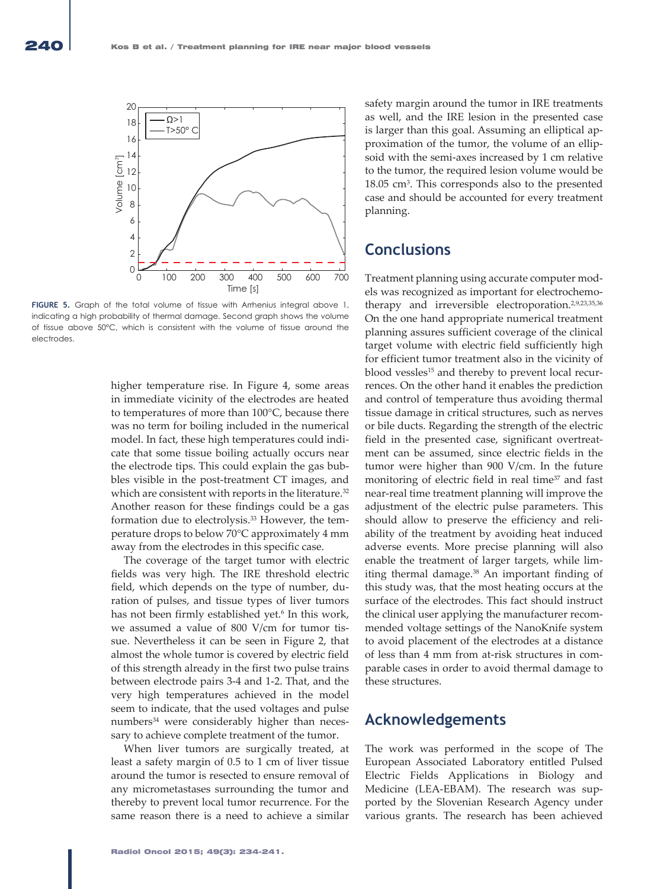FIGURE 5. Graph of the total volume of tissue with Arrhenius integral above 1, indicating a high probability of thermal damage. Second graph shows the volume of tissue above 50°C, which is consistent with the volume of tissue around the electrodes.

higher temperature rise. In Figure 4, some areas in immediate vicinity of the electrodes are heated to temperatures of more than 100°C, because there was no term for boiling included in the numerical model. In fact, these high temperatures could indicate that some tissue boiling actually occurs near the electrode tips. This could explain the gas bubbles visible in the post-treatment CT images, and which are consistent with reports in the literature.[32] Another reason for these findings could be a gas formation due to electrolysis.[33] However, the temperature drops to below 70°C approximately 4 mm away from the electrodes in this specific case.

The coverage of the target tumor with electric fields was very high. The IRE threshold electric field, which depends on the type of number, duration of pulses, and tissue types of liver tumors has not been firmly established yet.[6] In this work, we assumed a value of 800 V/cm for tumor tissue. Nevertheless it can be seen in Figure 2, that almost the whole tumor is covered by electric field of this strength already in the first two pulse trains between electrode pairs 3-4 and 1-2. That, and the very high temperatures achieved in the model seem to indicate, that the used voltages and pulse numbers[34] were considerably higher than necessary to achieve complete treatment of the tumor.

When liver tumors are surgically treated, at least a safety margin of 0.5 to 1 cm of liver tissue around the tumor is resected to ensure removal of any micrometastases surrounding the tumor and thereby to prevent local tumor recurrence. For the same reason there is a need to achieve a similar safety margin around the tumor in IRE treatments as well, and the IRE lesion in the presented case is larger than this goal. Assuming an elliptical approximation of the tumor, the volume of an ellipsoid with the semi-axes increased by 1 cm relative to the tumor, the required lesion volume would be 18.05 $cm^3$. This corresponds also to the presented case and should be accounted for every treatment planning.

## Conclusions

Treatment planning using accurate computer models was recognized as important for electrochemotherapy and irreversible electroporation.[2,9,23,35,36] On the one hand appropriate numerical treatment planning assures sufficient coverage of the clinical target volume with electric field sufficiently high for efficient tumor treatment also in the vicinity of blood vessels[15] and thereby to prevent local recurrences. On the other hand it enables the prediction and control of temperature thus avoiding thermal tissue damage in critical structures, such as nerves or bile ducts. Regarding the strength of the electric field in the presented case, significant overtreatment can be assumed, since electric fields in the tumor were higher than 900 V/cm. In the future monitoring of electric field in real time[37] and fast near-real time treatment planning will improve the adjustment of the electric pulse parameters. This should allow to preserve the efficiency and reliability of the treatment by avoiding heat induced adverse events. More precise planning will also enable the treatment of larger targets, while limiting thermal damage.[38] An important finding of this study was, that the most heating occurs at the surface of the electrodes. This fact should instruct the clinical user applying the manufacturer recommended voltage settings of the NanoKnife system to avoid placement of the electrodes at a distance of less than 4 mm from at-risk structures in comparable cases in order to avoid thermal damage to these structures.

## Acknowledgements

The work was performed in the scope of The European Associated Laboratory entitled Pulsed Electric Fields Applications in Biology and Medicine (LEA-EBAM). The research was supported by the Slovenian Research Agency under various grants. The research has been achieved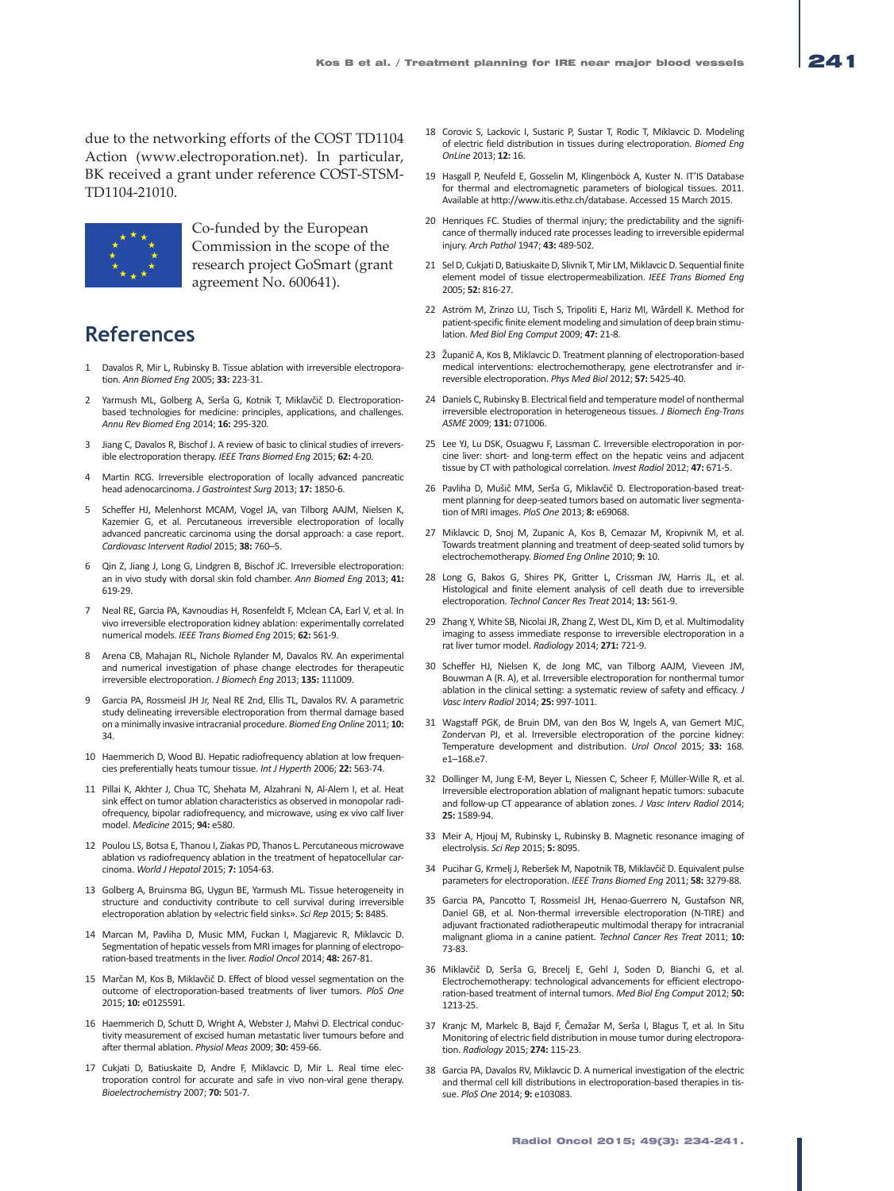due to the networking efforts of the COST TD1104 Action (www.electroporation.net). In particular, BK received a grant under reference COST-STSM-TD1104-21010.

Co-funded by the European Commission in the scope of the research project GoSmart (grant agreement No. 600641).

## References

1. Davalos R, Mir L, Rubinsky B. Tissue ablation with irreversible electroporation. *Ann Biomed Eng* 2005; **33:** 223-31.
2. Yarmush ML, Golberg A, Serša G, Kotnik T, Miklavčič D. Electroporation-based technologies for medicine: principles, applications, and challenges. *Annu Rev Biomed Eng* 2014; **16:** 295-320.
3. Jiang C, Davalos R, Bischof J. A review of basic to clinical studies of irreversible electroporation therapy. *IEEE Trans Biomed Eng* 2015; **62:** 4-20.
4. Martin RCG. Irreversible electroporation of locally advanced pancreatic head adenocarcinoma. *J Gastrointest Surg* 2013; **17:** 1850-6.
5. Scheffer HJ, Melenhorst MCAM, Vogel JA, van Tilborg AAJM, Nielsen K, Kazemier G, et al. Percutaneous irreversible electroporation of locally advanced pancreatic carcinoma using the dorsal approach: a case report. *Cardiovasc Intervent Radiol* 2015; **38:** 760–5.
6. Qin Z, Jiang J, Long G, Lindgren B, Bischof JC. Irreversible electroporation: an in vivo study with dorsal skin fold chamber. *Ann Biomed Eng* 2013; **41:** 619-29.
7. Neal RE, Garcia PA, Kavnoudias H, Rosenfeldt F, Mclean CA, Earl V, et al. In vivo irreversible electroporation kidney ablation: experimentally correlated numerical models. *IEEE Trans Biomed Eng* 2015; **62:** 561-9.
8. Arena CB, Mahajan RL, Nichole Rylander M, Davalos RV. An experimental and numerical investigation of phase change electrodes for therapeutic irreversible electroporation. *J Biomech Eng* 2013; **135:** 111009.
9. Garcia PA, Rossmeisl JH Jr, Neal RE 2nd, Ellis TL, Davalos RV. A parametric study delineating irreversible electroporation from thermal damage based on a minimally invasive intracranial procedure. *Biomed Eng Online* 2011; **10:** 34.
10. Haemmerich D, Wood BJ. Hepatic radiofrequency ablation at low frequencies preferentially heats tumour tissue. *Int J Hyperth* 2006; **22:** 563-74.
11. Pillai K, Akhter J, Chua TC, Shehata M, Alzahrani N, Al-Alem I, et al. Heat sink effect on tumor ablation characteristics as observed in monopolar radiofrequency, bipolar radiofrequency, and microwave, using ex vivo calf liver model. *Medicine* 2015; **94:** e580.
12. Poulou LS, Botsa E, Thanou I, Ziakas PD, Thanos L. Percutaneous microwave ablation vs radiofrequency ablation in the treatment of hepatocellular carcinoma. *World J Hepatol* 2015; **7:** 1054-63.
13. Golberg A, Bruinsma BG, Uygun BE, Yarmush ML. Tissue heterogeneity in structure and conductivity contribute to cell survival during irreversible electroporation ablation by «electric field sinks». *Sci Rep* 2015; **5:** 8485.
14. Marcan M, Pavliha D, Music MM, Fuckan I, Magjarevic R, Miklavcic D. Segmentation of hepatic vessels from MRI images for planning of electroporation-based treatments in the liver. *Radiol Oncol* 2014; **48:** 267-81.
15. Marčan M, Kos B, Miklavčič D. Effect of blood vessel segmentation on the outcome of electroporation-based treatments of liver tumors. *PloS One* 2015; **10:** e0125591.
16. Haemmerich D, Schutt D, Wright A, Webster J, Mahvi D. Electrical conductivity measurement of excised human metastatic liver tumours before and after thermal ablation. *Physiol Meas* 2009; **30:** 459-66.
17. Cukjati D, Batiuskaite D, Andre F, Miklavcic D, Mir L. Real time electroporation control for accurate and safe in vivo non-viral gene therapy. *Bioelectrochemistry* 2007; **70:** 501-7.
18. Corovic S, Lackovic I, Sustaric P, Sustar T, Rodic T, Miklavcic D. Modeling of electric field distribution in tissues during electroporation. *Biomed Eng OnLine* 2013; **12:** 16.
19. Hasgall P, Neufeld E, Gosselin M, Klingenböck A, Kuster N. IT'IS Database for thermal and electromagnetic parameters of biological tissues. 2011. Available at http://www.itis.ethz.ch/database. Accessed 15 March 2015.
20. Henriques FC. Studies of thermal injury; the predictability and the significance of thermally induced rate processes leading to irreversible epidermal injury. *Arch Pathol* 1947; **43:** 489-502.
21. Sel D, Cukjati D, Batiuskaite D, Slivnik T, Mir LM, Miklavcic D. Sequential finite element model of tissue electropermeabilization. *IEEE Trans Biomed Eng* 2005; **52:** 816-27.
22. Aström M, Zrinzo LU, Tisch S, Tripoliti E, Hariz MI, Wårdell K. Method for patient-specific finite element modeling and simulation of deep brain stimulation. *Med Biol Eng Comput* 2009; **47:** 21-8.
23. Županič A, Kos B, Miklavcic D. Treatment planning of electroporation-based medical interventions: electrochemotherapy, gene electrotransfer and irreversible electroporation. *Phys Med Biol* 2012; **57:** 5425-40.
24. Daniels C, Rubinsky B. Electrical field and temperature model of nonthermal irreversible electroporation in heterogeneous tissues. *J Biomech Eng-Trans ASME* 2009; **131:** 071006.
25. Lee YJ, Lu DSK, Osuagwu F, Lassman C. Irreversible electroporation in porcine liver: short- and long-term effect on the hepatic veins and adjacent tissue by CT with pathological correlation. *Invest Radiol* 2012; **47:** 671-5.
26. Pavliha D, Mušič MM, Serša G, Miklavčič D. Electroporation-based treatment planning for deep-seated tumors based on automatic liver segmentation of MRI images. *PloS One* 2013; **8:** e69068.
27. Miklavcic D, Snoj M, Zupanic A, Kos B, Cemazar M, Kropivnik M, et al. Towards treatment planning and treatment of deep-seated solid tumors by electrochemotherapy. *Biomed Eng Online* 2010; **9:** 10.
28. Long G, Bakos G, Shires PK, Gritter L, Crissman JW, Harris JL, et al. Histological and finite element analysis of cell death due to irreversible electroporation. *Technol Cancer Res Treat* 2014; **13:** 561-9.
29. Zhang Y, White SB, Nicolai JR, Zhang Z, West DL, Kim D, et al. Multimodality imaging to assess immediate response to irreversible electroporation in a rat liver tumor model. *Radiology* 2014; **271:** 721-9.
30. Scheffer HJ, Nielsen K, de Jong MC, van Tilborg AAJM, Vieveen JM, Bouwman A (R. A), et al. Irreversible electroporation for nonthermal tumor ablation in the clinical setting: a systematic review of safety and efficacy. *J Vasc Interv Radiol* 2014; **25:** 997-1011.
31. Wagstaff PGK, de Bruin DM, van den Bos W, Ingels A, van Gemert MJC, Zondervan PJ, et al. Irreversible electroporation of the porcine kidney: Temperature development and distribution. *Urol Oncol* 2015; **33:** 168.e1–168.e7.
32. Dollinger M, Jung E-M, Beyer L, Niessen C, Scheer F, Müller-Wille R, et al. Irreversible electroporation ablation of malignant hepatic tumors: subacute and follow-up CT appearance of ablation zones. *J Vasc Interv Radiol* 2014; **25:** 1589-94.
33. Meir A, Hjouj M, Rubinsky L, Rubinsky B. Magnetic resonance imaging of electrolysis. *Sci Rep* 2015; **5:** 8095.
34. Pucihar G, Krmelj J, Reberšek M, Napotnik TB, Miklavčič D. Equivalent pulse parameters for electroporation. *IEEE Trans Biomed Eng* 2011; **58:** 3279-88.
35. Garcia PA, Pancotto T, Rossmeisl JH, Henao-Guerrero N, Gustafson NR, Daniel GB, et al. Non-thermal irreversible electroporation (N-TIRE) and adjuvant fractionated radiotherapeutic multimodal therapy for intracranial malignant glioma in a canine patient. *Technol Cancer Res Treat* 2011; **10:** 73-83.
36. Miklavčič D, Serša G, Brecelj E, Gehl J, Soden D, Bianchi G, et al. Electrochemotherapy: technological advancements for efficient electroporation-based treatment of internal tumors. *Med Biol Eng Comput* 2012; **50:** 1213-25.
37. Kranjc M, Markelc B, Bajd F, Čemažar M, Serša I, Blagus T, et al. In Situ Monitoring of electric field distribution in mouse tumor during electroporation. *Radiology* 2015; **274:** 115-23.
38. Garcia PA, Davalos RV, Miklavcic D. A numerical investigation of the electric and thermal cell kill distributions in electroporation-based therapies in tissue. *PloS One* 2014; **9:** e103083.